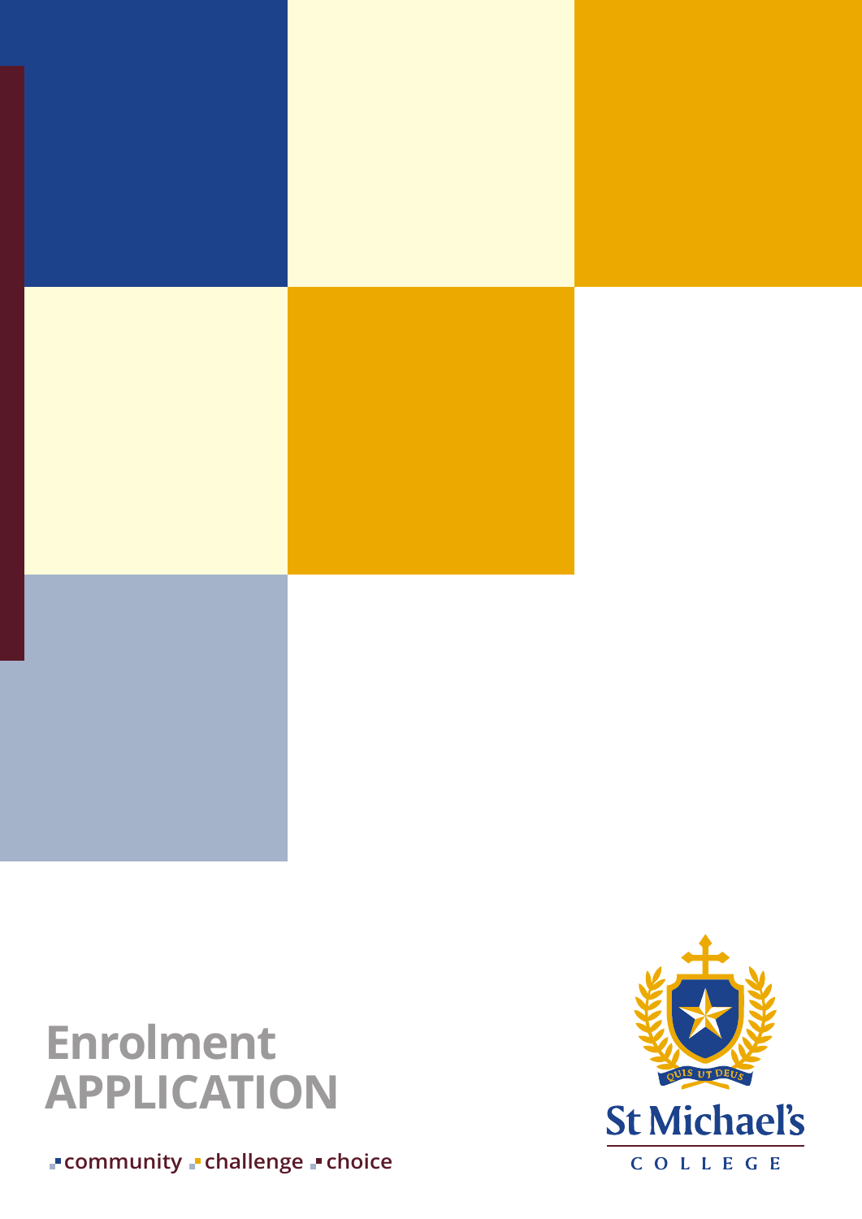# Enrolment APPLICATION

community challenge choice

QUIS UT DEUS

St Michael's

COLLEGE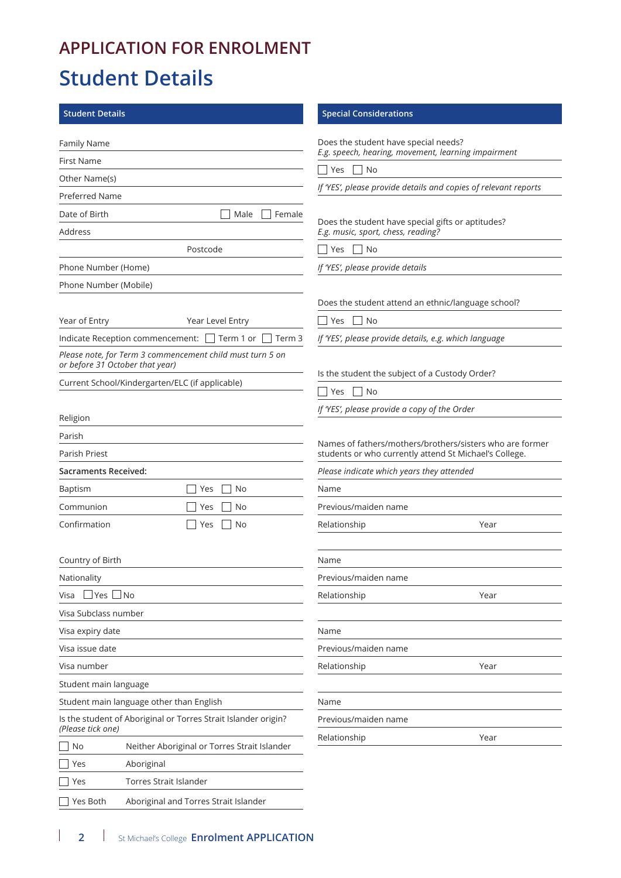# APPLICATION FOR ENROLMENT

# Student Details

## Student Details

Family Name

First Name

Other Name(s)

Preferred Name

Date of Birth ☐ Male ☐ Female

Address

Postcode

Phone Number (Home)

Phone Number (Mobile)

Year of Entry Year Level Entry

Indicate Reception commencement: ☐ Term 1 or ☐ Term 3

*Please note, for Term 3 commencement child must turn 5 on or before 31 October that year)*

Current School/Kindergarten/ELC (if applicable)

Religion

Parish

Parish Priest

**Sacraments Received:**

Baptism ☐ Yes ☐ No

Communion ☐ Yes ☐ No

Confirmation ☐ Yes ☐ No

Country of Birth

Nationality

Visa ☐ Yes ☐ No

Visa Subclass number

Visa expiry date

Visa issue date

Visa number

Student main language

Student main language other than English

Is the student of Aboriginal or Torres Strait Islander origin? *(Please tick one)*

☐ No Neither Aboriginal or Torres Strait Islander

☐ Yes Aboriginal

☐ Yes Torres Strait Islander

☐ Yes Both Aboriginal and Torres Strait Islander

## Special Considerations

Does the student have special needs?
*E.g. speech, hearing, movement, learning impairment*

☐ Yes ☐ No

*If 'YES', please provide details and copies of relevant reports*

Does the student have special gifts or aptitudes?
*E.g. music, sport, chess, reading?*

☐ Yes ☐ No

*If 'YES', please provide details*

Does the student attend an ethnic/language school?

☐ Yes ☐ No

*If 'YES', please provide details, e.g. which language*

Is the student the subject of a Custody Order?

☐ Yes ☐ No

*If 'YES', please provide a copy of the Order*

Names of fathers/mothers/brothers/sisters who are former students or who currently attend St Michael's College.

*Please indicate which years they attended*

Name

Previous/maiden name

Relationship Year

Name

Previous/maiden name

Relationship Year

Name

Previous/maiden name

Relationship Year

Name

Previous/maiden name

Relationship Year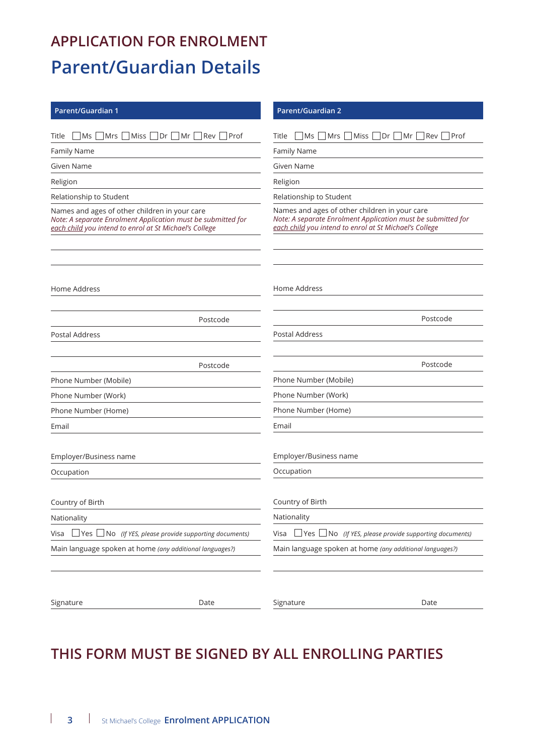# APPLICATION FOR ENROLMENT

## Parent/Guardian Details

### Parent/Guardian 1

Title ☐ Ms ☐ Mrs ☐ Miss ☐ Dr ☐ Mr ☐ Rev ☐ Prof

Family Name

Given Name

Religion

Relationship to Student

Names and ages of other children in your care
*Note: A separate Enrolment Application must be submitted for each child you intend to enrol at St Michael's College*

Home Address

Postcode

Postal Address

Postcode

Phone Number (Mobile)

Phone Number (Work)

Phone Number (Home)

Email

Employer/Business name

Occupation

Country of Birth

Nationality

Visa ☐ Yes ☐ No *(If YES, please provide supporting documents)*

Main language spoken at home *(any additional languages?)*

Signature Date

### Parent/Guardian 2

Title ☐ Ms ☐ Mrs ☐ Miss ☐ Dr ☐ Mr ☐ Rev ☐ Prof

Family Name

Given Name

Religion

Relationship to Student

Names and ages of other children in your care
*Note: A separate Enrolment Application must be submitted for each child you intend to enrol at St Michael's College*

Home Address

Postcode

Postal Address

Postcode

Phone Number (Mobile)

Phone Number (Work)

Phone Number (Home)

Email

Employer/Business name

Occupation

Country of Birth

Nationality

Visa ☐ Yes ☐ No *(If YES, please provide supporting documents)*

Main language spoken at home *(any additional languages?)*

Signature Date

## THIS FORM MUST BE SIGNED BY ALL ENROLLING PARTIES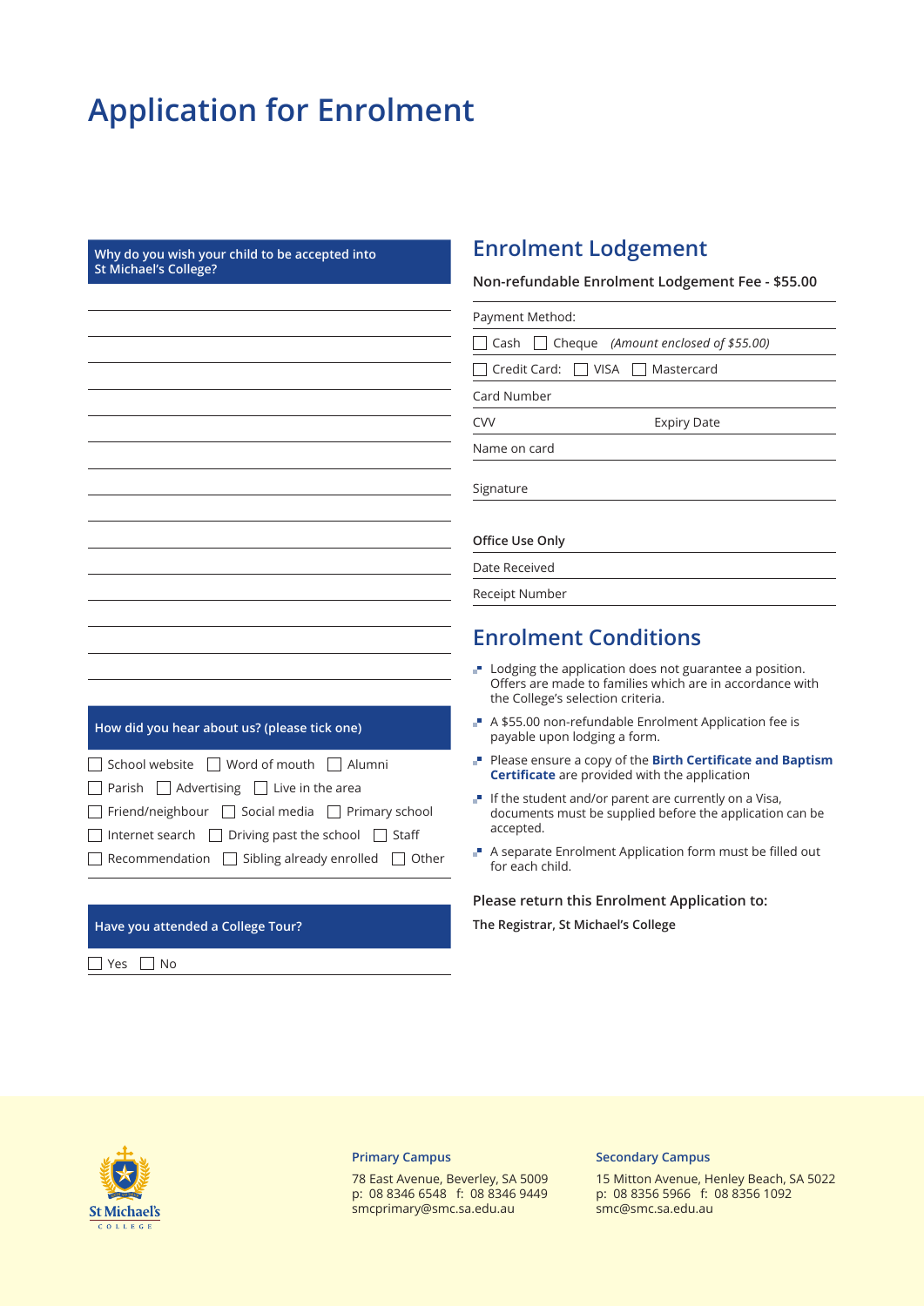# Application for Enrolment

**Why do you wish your child to be accepted into St Michael's College?**

**How did you hear about us? (please tick one)**

☐ School website ☐ Word of mouth ☐ Alumni
☐ Parish ☐ Advertising ☐ Live in the area
☐ Friend/neighbour ☐ Social media ☐ Primary school
☐ Internet search ☐ Driving past the school ☐ Staff
☐ Recommendation ☐ Sibling already enrolled ☐ Other

**Have you attended a College Tour?**

☐ Yes ☐ No

## Enrolment Lodgement

Non-refundable Enrolment Lodgement Fee - $55.00

Payment Method:

☐ Cash ☐ Cheque *(Amount enclosed of $55.00)*

☐ Credit Card: ☐ VISA ☐ Mastercard

Card Number

CVV Expiry Date

Name on card

Signature

**Office Use Only**

Date Received

Receipt Number

## Enrolment Conditions

- Lodging the application does not guarantee a position. Offers are made to families which are in accordance with the College's selection criteria.
- A $55.00 non-refundable Enrolment Application fee is payable upon lodging a form.
- Please ensure a copy of the **Birth Certificate and Baptism Certificate** are provided with the application
- If the student and/or parent are currently on a Visa, documents must be supplied before the application can be accepted.
- A separate Enrolment Application form must be filled out for each child.

**Please return this Enrolment Application to:**

**The Registrar, St Michael's College**

St Michael's College

**Primary Campus**

78 East Avenue, Beverley, SA 5009
p: 08 8346 6548 f: 08 8346 9449
smcprimary@smc.sa.edu.au

**Secondary Campus**

15 Mitton Avenue, Henley Beach, SA 5022
p: 08 8356 5966 f: 08 8356 1092
smc@smc.sa.edu.au